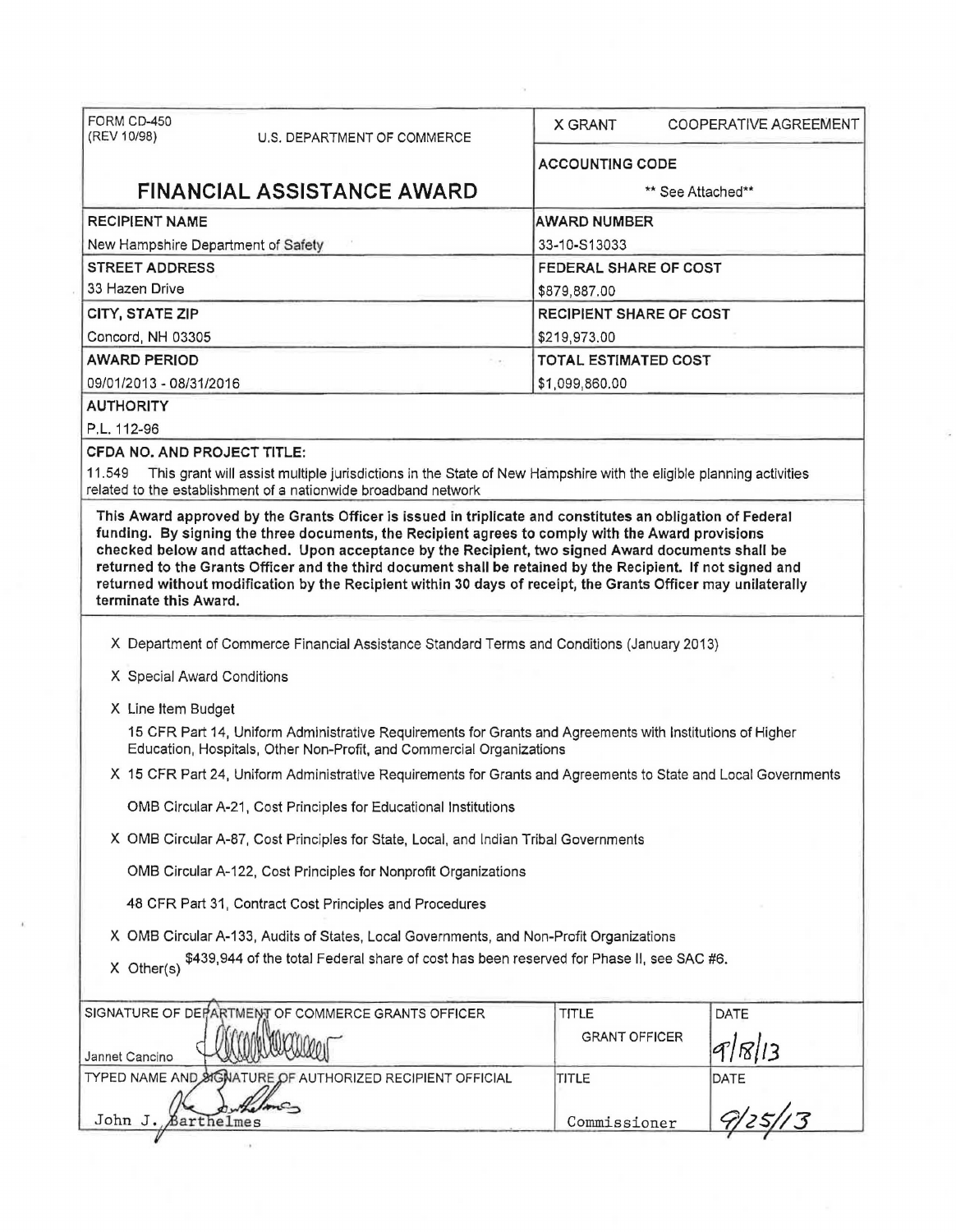| FORM CD-450 (REV 10/98) U.S. DEPARTMENT OF COMMERCE | X GRANT COOPERATIVE AGREEMENT |
|---|---|
| | **ACCOUNTING CODE** |
| **FINANCIAL ASSISTANCE AWARD** | ** See Attached** |
| **RECIPIENT NAME** | **AWARD NUMBER** |
| New Hampshire Department of Safety | 33-10-S13033 |
| **STREET ADDRESS** | **FEDERAL SHARE OF COST** |
| 33 Hazen Drive | $879,887.00 |
| **CITY, STATE ZIP** | **RECIPIENT SHARE OF COST** |
| Concord, NH 03305 | $219,973.00 |
| **AWARD PERIOD** | **TOTAL ESTIMATED COST** |
| 09/01/2013 - 08/31/2016 | $1,099,860.00 |

**AUTHORITY**

P.L. 112-96

**CFDA NO. AND PROJECT TITLE:**

11.549 This grant will assist multiple jurisdictions in the State of New Hampshire with the eligible planning activities related to the establishment of a nationwide broadband network

**This Award approved by the Grants Officer is issued in triplicate and constitutes an obligation of Federal funding. By signing the three documents, the Recipient agrees to comply with the Award provisions checked below and attached. Upon acceptance by the Recipient, two signed Award documents shall be returned to the Grants Officer and the third document shall be retained by the Recipient. If not signed and returned without modification by the Recipient within 30 days of receipt, the Grants Officer may unilaterally terminate this Award.**

X Department of Commerce Financial Assistance Standard Terms and Conditions (January 2013)

X Special Award Conditions

X Line Item Budget

15 CFR Part 14, Uniform Administrative Requirements for Grants and Agreements with Institutions of Higher Education, Hospitals, Other Non-Profit, and Commercial Organizations

X 15 CFR Part 24, Uniform Administrative Requirements for Grants and Agreements to State and Local Governments

OMB Circular A-21, Cost Principles for Educational Institutions

X OMB Circular A-87, Cost Principles for State, Local, and Indian Tribal Governments

OMB Circular A-122, Cost Principles for Nonprofit Organizations

48 CFR Part 31, Contract Cost Principles and Procedures

X OMB Circular A-133, Audits of States, Local Governments, and Non-Profit Organizations

X Other(s) $439,944 of the total Federal share of cost has been reserved for Phase II, see SAC #6.

| SIGNATURE OF DEPARTMENT OF COMMERCE GRANTS OFFICER | TITLE | DATE |
|---|---|---|
| Jannet Cancino | GRANT OFFICER | 9/18/13 |
| **TYPED NAME AND SIGNATURE OF AUTHORIZED RECIPIENT OFFICIAL** | **TITLE** | **DATE** |
| John J. Barthelmes | Commissioner | 9/25/13 |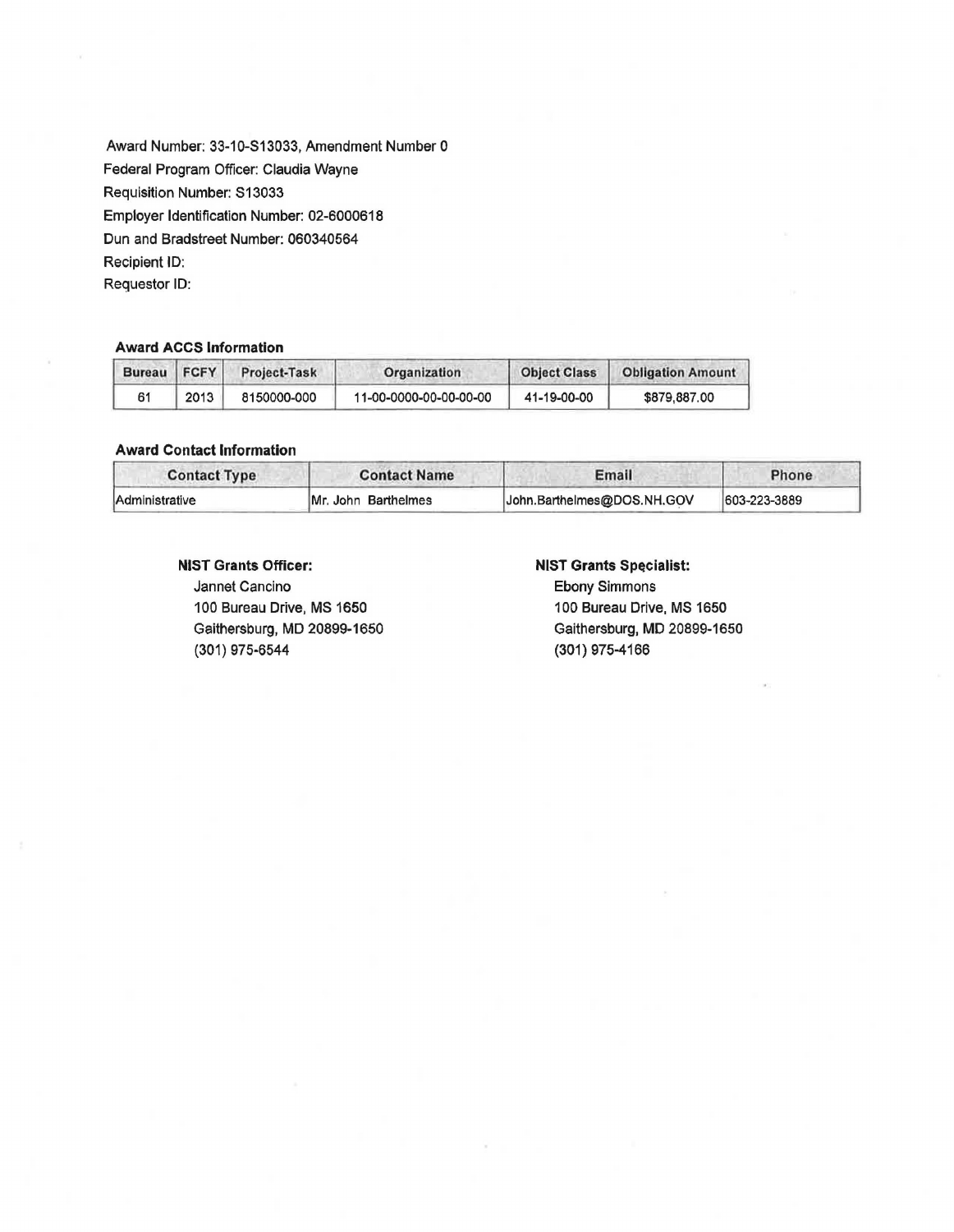Award Number: 33-10-S13033, Amendment Number 0

Federal Program Officer: Claudia Wayne

Requisition Number: S13033

Employer Identification Number: 02-6000618

Dun and Bradstreet Number: 060340564

Recipient ID:

Requestor ID:

### Award ACCS Information

| Bureau | FCFY | Project-Task | Organization | Object Class | Obligation Amount |
|---|---|---|---|---|---|
| 61 | 2013 | 8150000-000 | 11-00-0000-00-00-00-00 | 41-19-00-00 | $879,887.00 |

### Award Contact Information

| Contact Type | Contact Name | Email | Phone |
|---|---|---|---|
| Administrative | Mr. John Barthelmes | John.Barthelmes@DOS.NH.GOV | 603-223-3889 |

**NIST Grants Officer:**

Jannet Cancino
100 Bureau Drive, MS 1650
Gaithersburg, MD 20899-1650
(301) 975-6544

**NIST Grants Specialist:**

Ebony Simmons
100 Bureau Drive, MS 1650
Gaithersburg, MD 20899-1650
(301) 975-4166